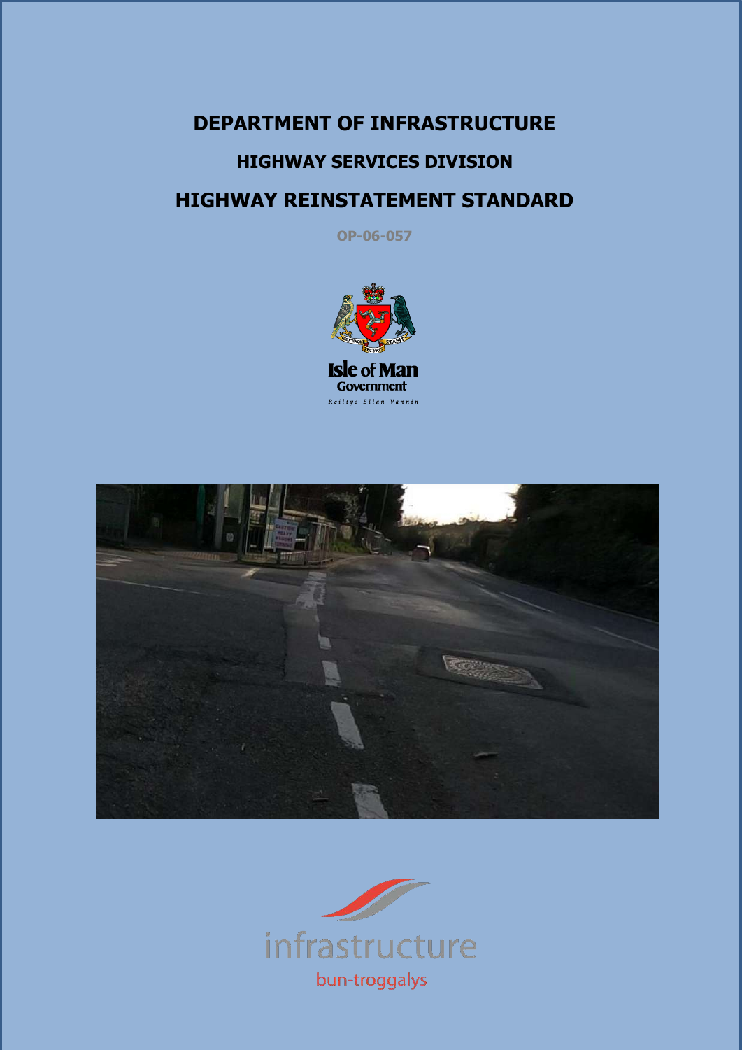# DEPARTMENT OF INFRASTRUCTURE

## HIGHWAY SERVICES DIVISION

# HIGHWAY REINSTATEMENT STANDARD

OP-06-057

Isle of Man Government

Reiltys Ellan Vannin

infrastructure

bun-troggalys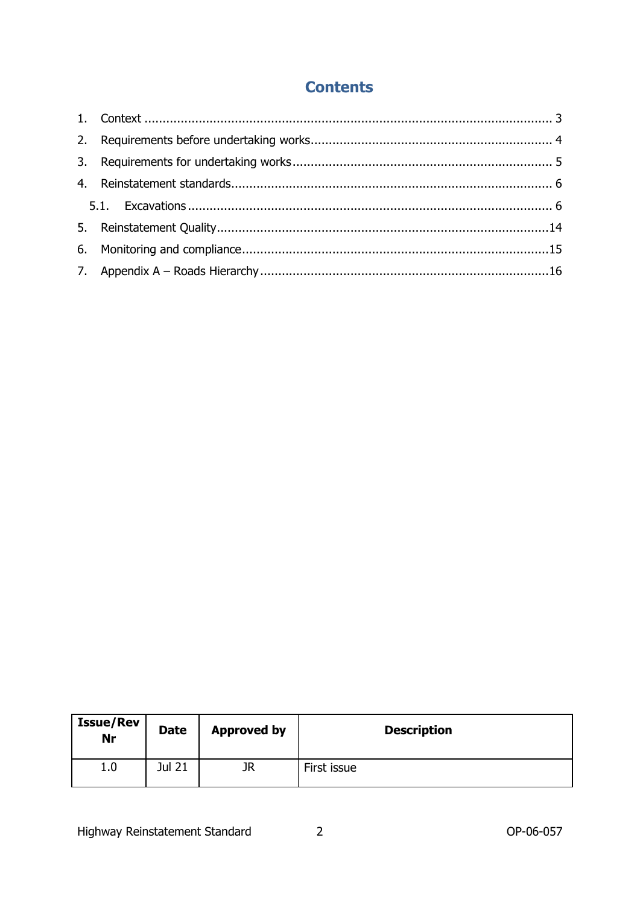## Contents

1. Context ........................................................................................................ 3
2. Requirements before undertaking works ............................................................ 4
3. Requirements for undertaking works .................................................................. 5
4. Reinstatement standards .................................................................................. 6
   - 5.1. Excavations .............................................................................................. 6
5. Reinstatement Quality ....................................................................................... 14
6. Monitoring and compliance ................................................................................ 15
7. Appendix A – Roads Hierarchy ........................................................................... 16

| Issue/Rev Nr | Date | Approved by | Description |
|---|---|---|---|
| 1.0 | Jul 21 | JR | First issue |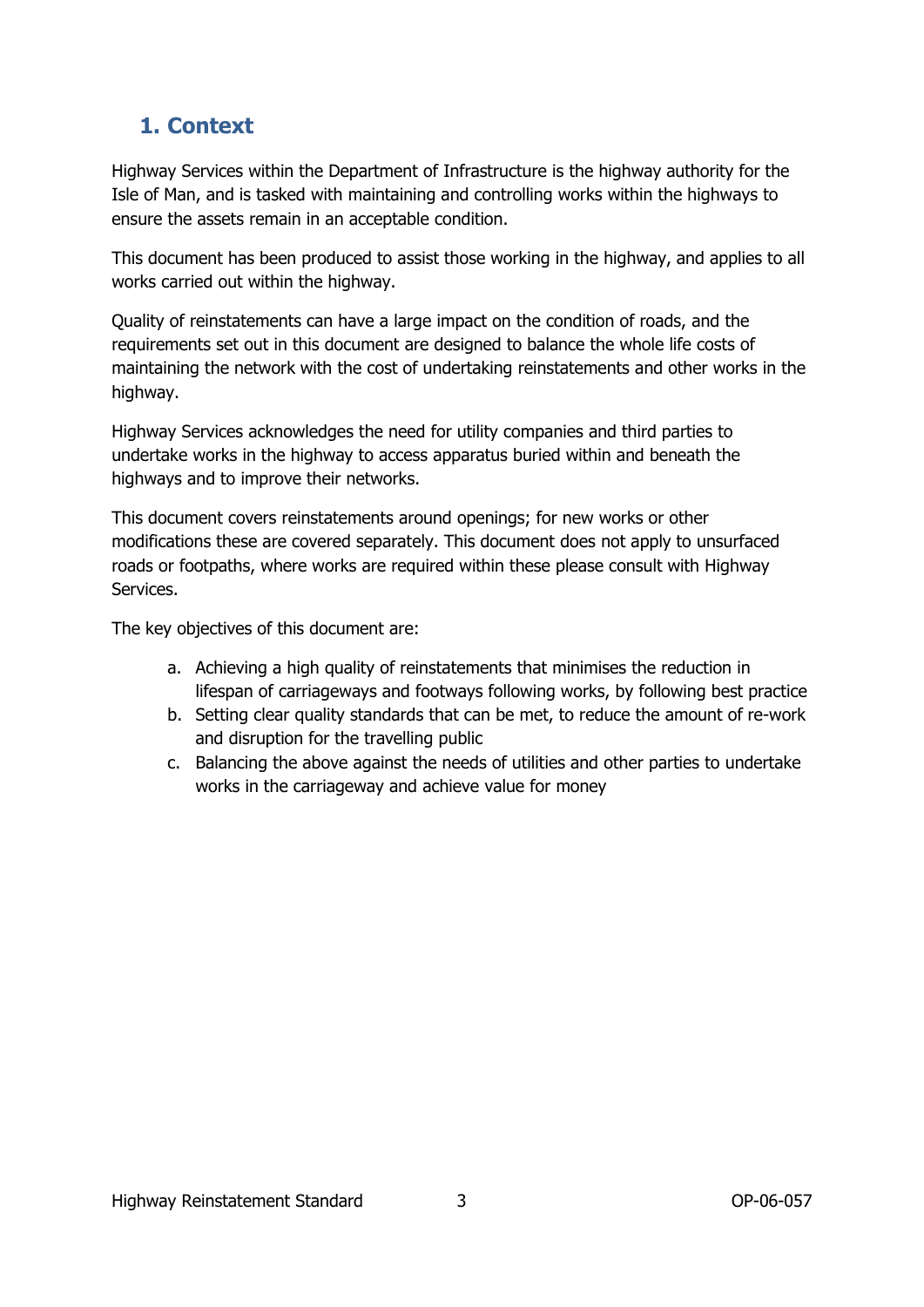## 1. Context

Highway Services within the Department of Infrastructure is the highway authority for the Isle of Man, and is tasked with maintaining and controlling works within the highways to ensure the assets remain in an acceptable condition.

This document has been produced to assist those working in the highway, and applies to all works carried out within the highway.

Quality of reinstatements can have a large impact on the condition of roads, and the requirements set out in this document are designed to balance the whole life costs of maintaining the network with the cost of undertaking reinstatements and other works in the highway.

Highway Services acknowledges the need for utility companies and third parties to undertake works in the highway to access apparatus buried within and beneath the highways and to improve their networks.

This document covers reinstatements around openings; for new works or other modifications these are covered separately. This document does not apply to unsurfaced roads or footpaths, where works are required within these please consult with Highway Services.

The key objectives of this document are:

a. Achieving a high quality of reinstatements that minimises the reduction in lifespan of carriageways and footways following works, by following best practice
b. Setting clear quality standards that can be met, to reduce the amount of re-work and disruption for the travelling public
c. Balancing the above against the needs of utilities and other parties to undertake works in the carriageway and achieve value for money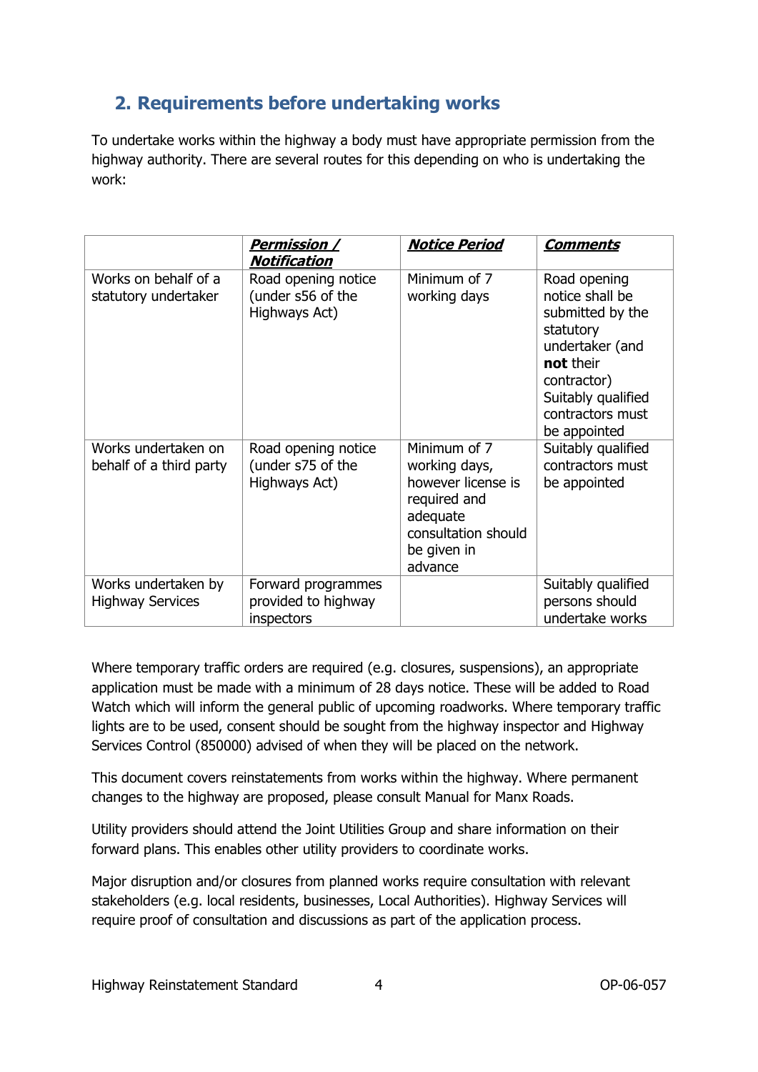## 2. Requirements before undertaking works

To undertake works within the highway a body must have appropriate permission from the highway authority. There are several routes for this depending on who is undertaking the work:

| | ***Permission / Notification*** | ***Notice Period*** | ***Comments*** |
|---|---|---|---|
| Works on behalf of a statutory undertaker | Road opening notice (under s56 of the Highways Act) | Minimum of 7 working days | Road opening notice shall be submitted by the statutory undertaker (and **not** their contractor) Suitably qualified contractors must be appointed |
| Works undertaken on behalf of a third party | Road opening notice (under s75 of the Highways Act) | Minimum of 7 working days, however license is required and adequate consultation should be given in advance | Suitably qualified contractors must be appointed |
| Works undertaken by Highway Services | Forward programmes provided to highway inspectors | | Suitably qualified persons should undertake works |

Where temporary traffic orders are required (e.g. closures, suspensions), an appropriate application must be made with a minimum of 28 days notice. These will be added to Road Watch which will inform the general public of upcoming roadworks. Where temporary traffic lights are to be used, consent should be sought from the highway inspector and Highway Services Control (850000) advised of when they will be placed on the network.

This document covers reinstatements from works within the highway. Where permanent changes to the highway are proposed, please consult Manual for Manx Roads.

Utility providers should attend the Joint Utilities Group and share information on their forward plans. This enables other utility providers to coordinate works.

Major disruption and/or closures from planned works require consultation with relevant stakeholders (e.g. local residents, businesses, Local Authorities). Highway Services will require proof of consultation and discussions as part of the application process.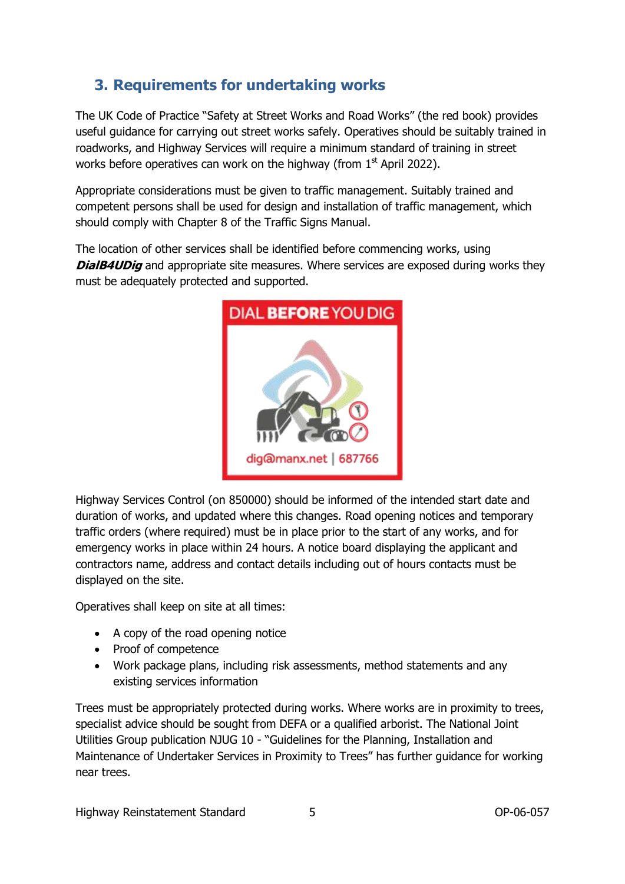## 3. Requirements for undertaking works

The UK Code of Practice "Safety at Street Works and Road Works" (the red book) provides useful guidance for carrying out street works safely. Operatives should be suitably trained in roadworks, and Highway Services will require a minimum standard of training in street works before operatives can work on the highway (from 1st April 2022).

Appropriate considerations must be given to traffic management. Suitably trained and competent persons shall be used for design and installation of traffic management, which should comply with Chapter 8 of the Traffic Signs Manual.

The location of other services shall be identified before commencing works, using ***DialB4UDig*** and appropriate site measures. Where services are exposed during works they must be adequately protected and supported.

DIAL BEFORE YOU DIG

dig@manx.net | 687766

Highway Services Control (on 850000) should be informed of the intended start date and duration of works, and updated where this changes. Road opening notices and temporary traffic orders (where required) must be in place prior to the start of any works, and for emergency works in place within 24 hours. A notice board displaying the applicant and contractors name, address and contact details including out of hours contacts must be displayed on the site.

Operatives shall keep on site at all times:

- A copy of the road opening notice
- Proof of competence
- Work package plans, including risk assessments, method statements and any existing services information

Trees must be appropriately protected during works. Where works are in proximity to trees, specialist advice should be sought from DEFA or a qualified arborist. The National Joint Utilities Group publication NJUG 10 - "Guidelines for the Planning, Installation and Maintenance of Undertaker Services in Proximity to Trees" has further guidance for working near trees.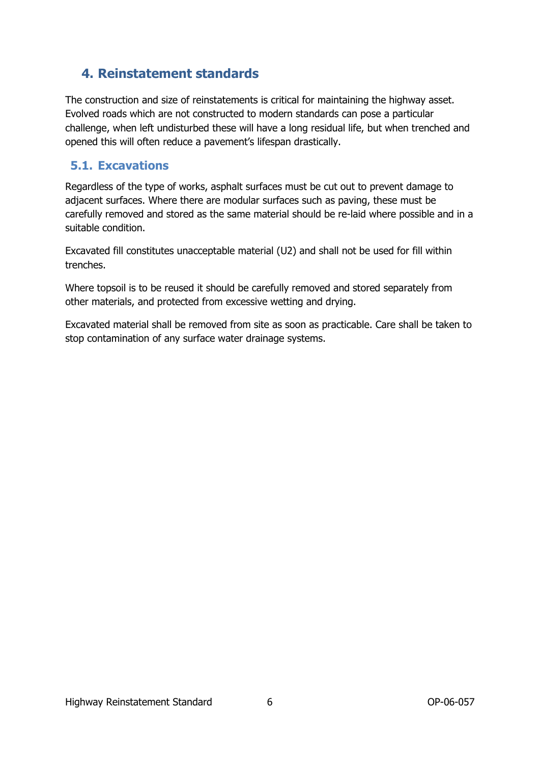## 4. Reinstatement standards

The construction and size of reinstatements is critical for maintaining the highway asset. Evolved roads which are not constructed to modern standards can pose a particular challenge, when left undisturbed these will have a long residual life, but when trenched and opened this will often reduce a pavement's lifespan drastically.

### 5.1. Excavations

Regardless of the type of works, asphalt surfaces must be cut out to prevent damage to adjacent surfaces. Where there are modular surfaces such as paving, these must be carefully removed and stored as the same material should be re-laid where possible and in a suitable condition.

Excavated fill constitutes unacceptable material (U2) and shall not be used for fill within trenches.

Where topsoil is to be reused it should be carefully removed and stored separately from other materials, and protected from excessive wetting and drying.

Excavated material shall be removed from site as soon as practicable. Care shall be taken to stop contamination of any surface water drainage systems.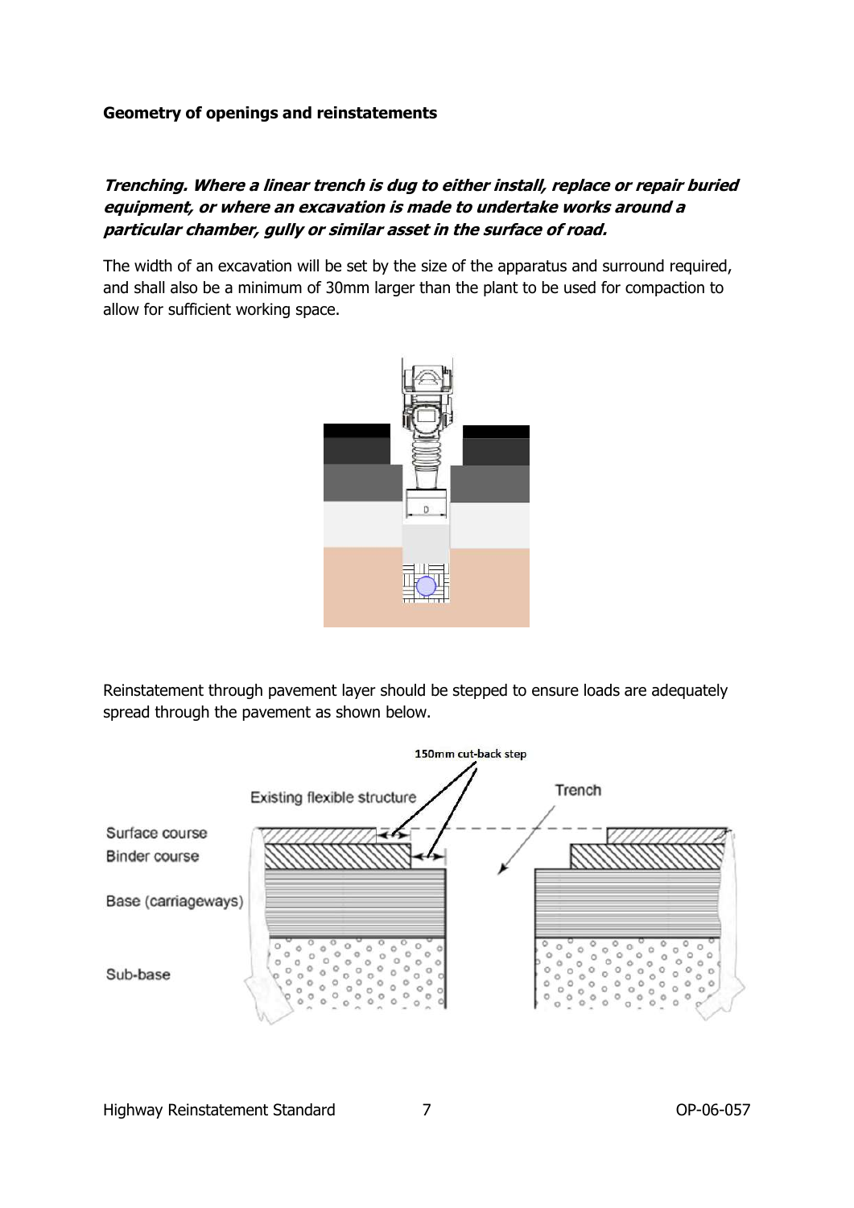**Geometry of openings and reinstatements**

***Trenching. Where a linear trench is dug to either install, replace or repair buried equipment, or where an excavation is made to undertake works around a particular chamber, gully or similar asset in the surface of road.***

The width of an excavation will be set by the size of the apparatus and surround required, and shall also be a minimum of 30mm larger than the plant to be used for compaction to allow for sufficient working space.

Reinstatement through pavement layer should be stepped to ensure loads are adequately spread through the pavement as shown below.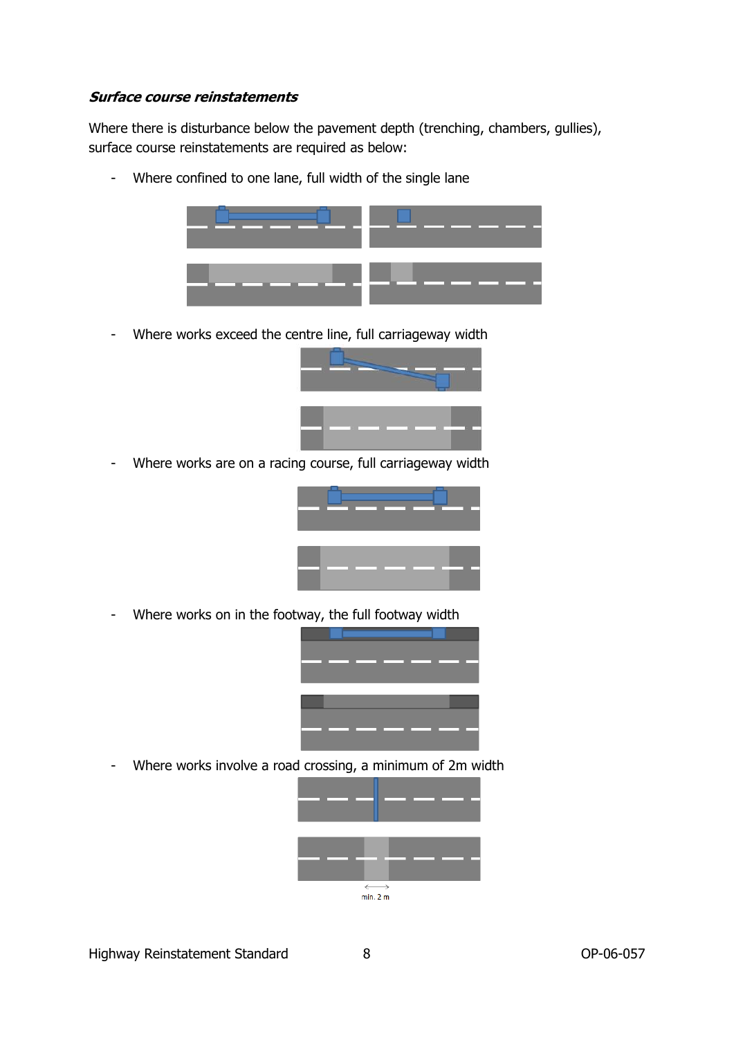### *Surface course reinstatements*

Where there is disturbance below the pavement depth (trenching, chambers, gullies), surface course reinstatements are required as below:

- Where confined to one lane, full width of the single lane
- Where works exceed the centre line, full carriageway width
- Where works are on a racing course, full carriageway width
- Where works on in the footway, the full footway width
- Where works involve a road crossing, a minimum of 2m width

min. 2 m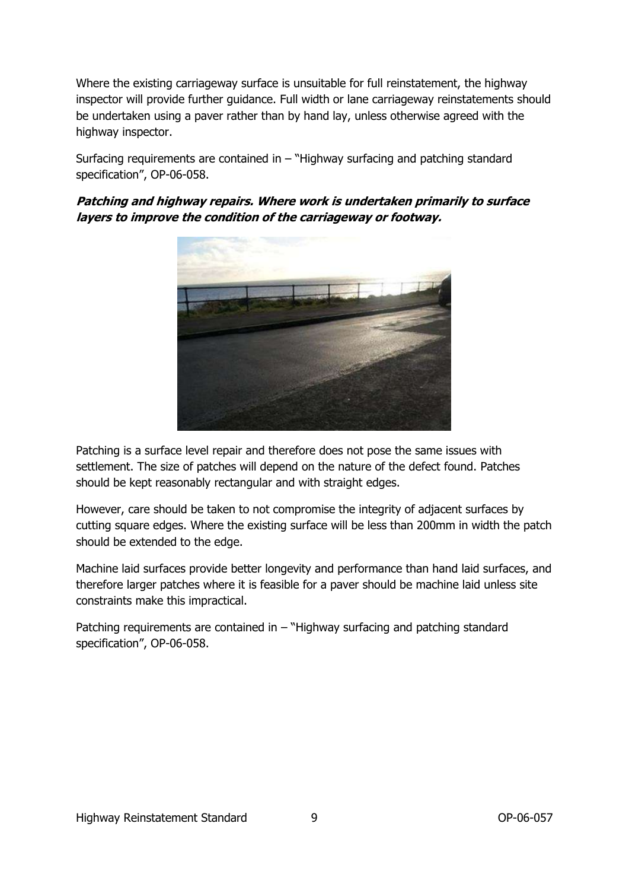Where the existing carriageway surface is unsuitable for full reinstatement, the highway inspector will provide further guidance. Full width or lane carriageway reinstatements should be undertaken using a paver rather than by hand lay, unless otherwise agreed with the highway inspector.

Surfacing requirements are contained in – "Highway surfacing and patching standard specification", OP-06-058.

***Patching and highway repairs. Where work is undertaken primarily to surface layers to improve the condition of the carriageway or footway.***

Patching is a surface level repair and therefore does not pose the same issues with settlement. The size of patches will depend on the nature of the defect found. Patches should be kept reasonably rectangular and with straight edges.

However, care should be taken to not compromise the integrity of adjacent surfaces by cutting square edges. Where the existing surface will be less than 200mm in width the patch should be extended to the edge.

Machine laid surfaces provide better longevity and performance than hand laid surfaces, and therefore larger patches where it is feasible for a paver should be machine laid unless site constraints make this impractical.

Patching requirements are contained in – "Highway surfacing and patching standard specification", OP-06-058.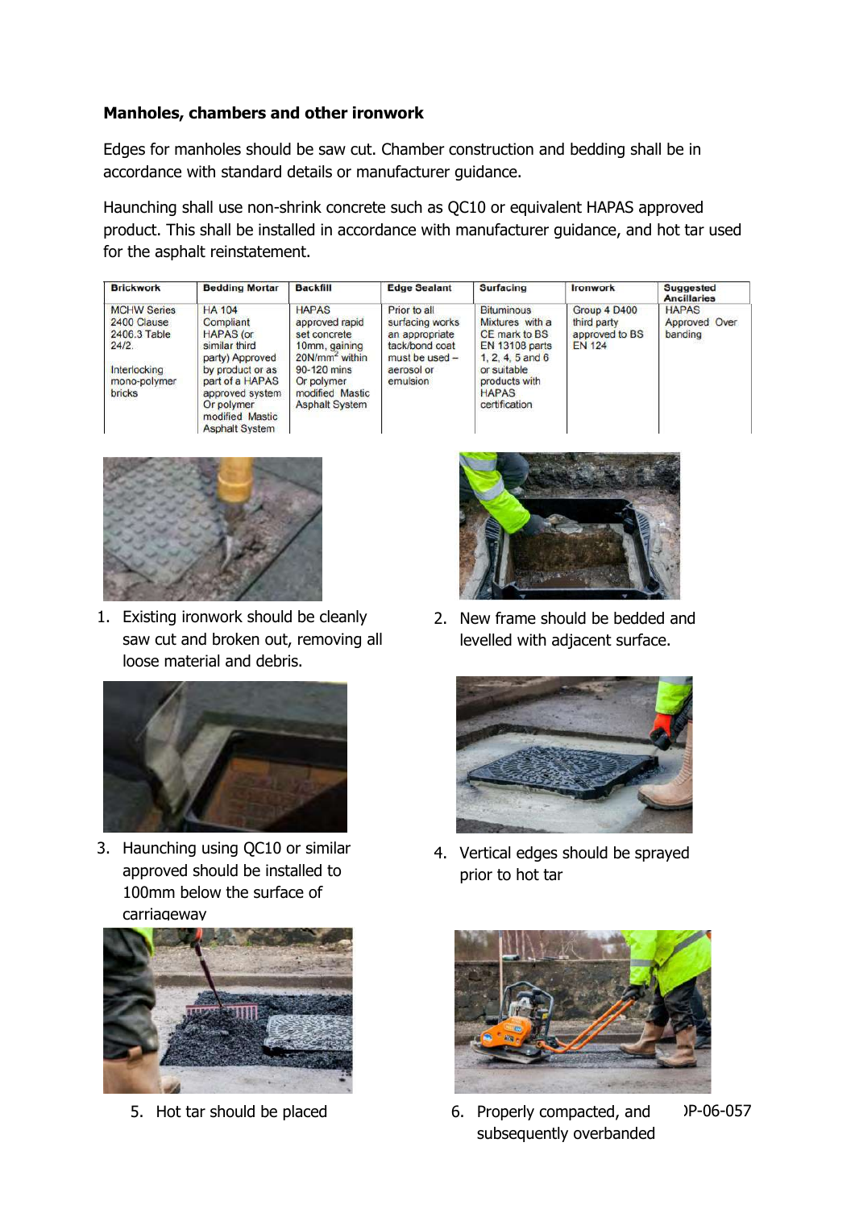**Manholes, chambers and other ironwork**

Edges for manholes should be saw cut. Chamber construction and bedding shall be in accordance with standard details or manufacturer guidance.

Haunching shall use non-shrink concrete such as QC10 or equivalent HAPAS approved product. This shall be installed in accordance with manufacturer guidance, and hot tar used for the asphalt reinstatement.

| Brickwork | Bedding Mortar | Backfill | Edge Sealant | Surfacing | Ironwork | Suggested Ancillaries |
|---|---|---|---|---|---|---|
| MCHW Series 2400 Clause 2406.3 Table 24/2.<br><br>Interlocking mono-polymer bricks | HA 104 Compliant HAPAS (or similar third party) Approved by product or as part of a HAPAS approved system Or polymer modified Mastic Asphalt System | HAPAS approved rapid set concrete 10mm, gaining 20N/mm$^2$ within 90-120 mins Or polymer modified Mastic Asphalt System | Prior to all surfacing works an appropriate tack/bond coat must be used – aerosol or emulsion | Bituminous Mixtures with a CE mark to BS EN 13108 parts 1, 2, 4, 5 and 6 or suitable products with HAPAS certification | Group 4 D400 third party approved to BS EN 124 | HAPAS Approved Over banding |

1. Existing ironwork should be cleanly saw cut and broken out, removing all loose material and debris.

2. New frame should be bedded and levelled with adjacent surface.

3. Haunching using QC10 or similar approved should be installed to 100mm below the surface of carriageway

4. Vertical edges should be sprayed prior to hot tar

5. Hot tar should be placed

6. Properly compacted, and subsequently overbanded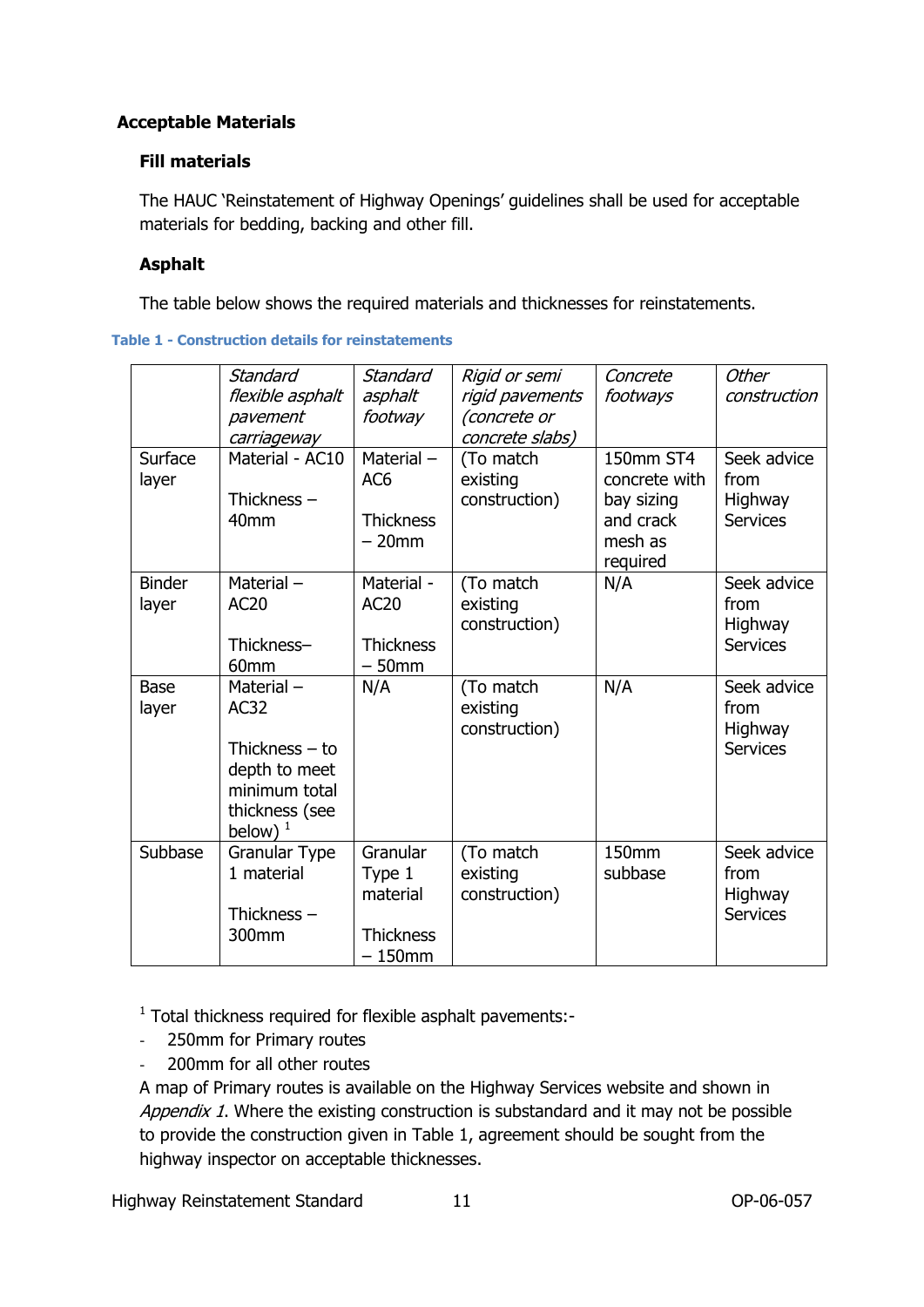## Acceptable Materials

### Fill materials

The HAUC 'Reinstatement of Highway Openings' guidelines shall be used for acceptable materials for bedding, backing and other fill.

### Asphalt

The table below shows the required materials and thicknesses for reinstatements.

**Table 1 - Construction details for reinstatements**

| | *Standard flexible asphalt pavement carriageway* | *Standard asphalt footway* | *Rigid or semi rigid pavements (concrete or concrete slabs)* | *Concrete footways* | *Other construction* |
|---|---|---|---|---|---|
| Surface layer | Material - AC10<br><br>Thickness – 40mm | Material – AC6<br><br>Thickness – 20mm | (To match existing construction) | 150mm ST4 concrete with bay sizing and crack mesh as required | Seek advice from Highway Services |
| Binder layer | Material – AC20<br><br>Thickness– 60mm | Material - AC20<br><br>Thickness – 50mm | (To match existing construction) | N/A | Seek advice from Highway Services |
| Base layer | Material – AC32<br><br>Thickness – to depth to meet minimum total thickness (see below) [1] | N/A | (To match existing construction) | N/A | Seek advice from Highway Services |
| Subbase | Granular Type 1 material<br><br>Thickness – 300mm | Granular Type 1 material<br><br>Thickness – 150mm | (To match existing construction) | 150mm subbase | Seek advice from Highway Services |

[1] Total thickness required for flexible asphalt pavements:-

- 250mm for Primary routes
- 200mm for all other routes

A map of Primary routes is available on the Highway Services website and shown in *Appendix 1*. Where the existing construction is substandard and it may not be possible to provide the construction given in Table 1, agreement should be sought from the highway inspector on acceptable thicknesses.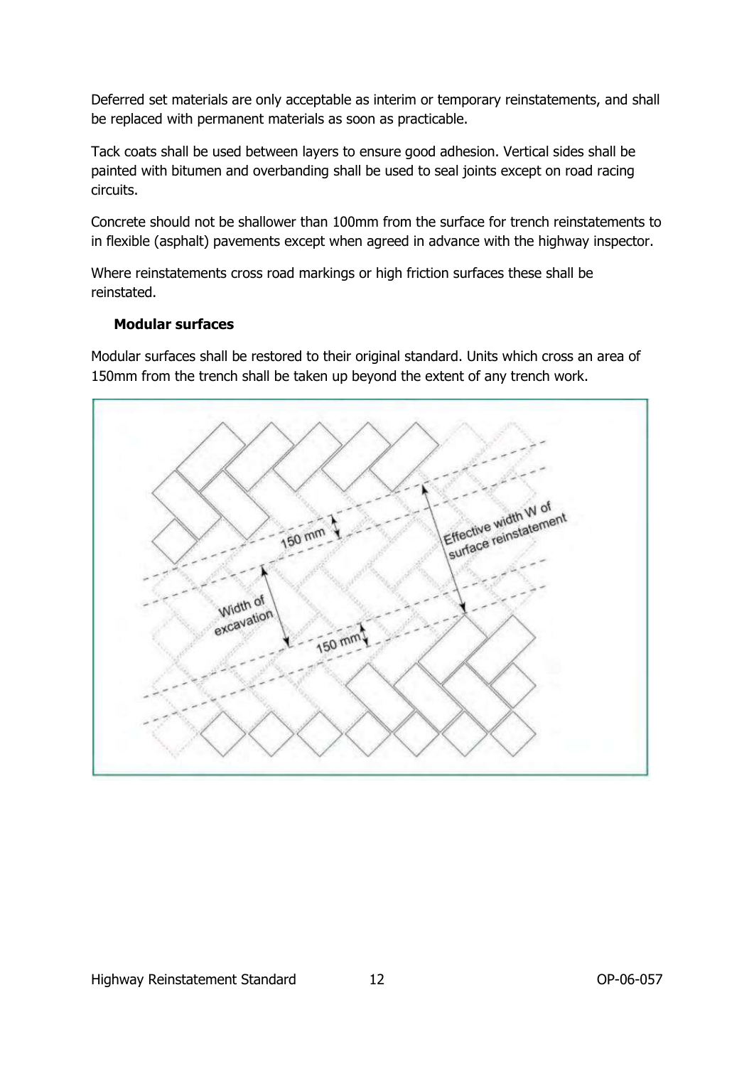Deferred set materials are only acceptable as interim or temporary reinstatements, and shall be replaced with permanent materials as soon as practicable.

Tack coats shall be used between layers to ensure good adhesion. Vertical sides shall be painted with bitumen and overbanding shall be used to seal joints except on road racing circuits.

Concrete should not be shallower than 100mm from the surface for trench reinstatements to in flexible (asphalt) pavements except when agreed in advance with the highway inspector.

Where reinstatements cross road markings or high friction surfaces these shall be reinstated.

**Modular surfaces**

Modular surfaces shall be restored to their original standard. Units which cross an area of 150mm from the trench shall be taken up beyond the extent of any trench work.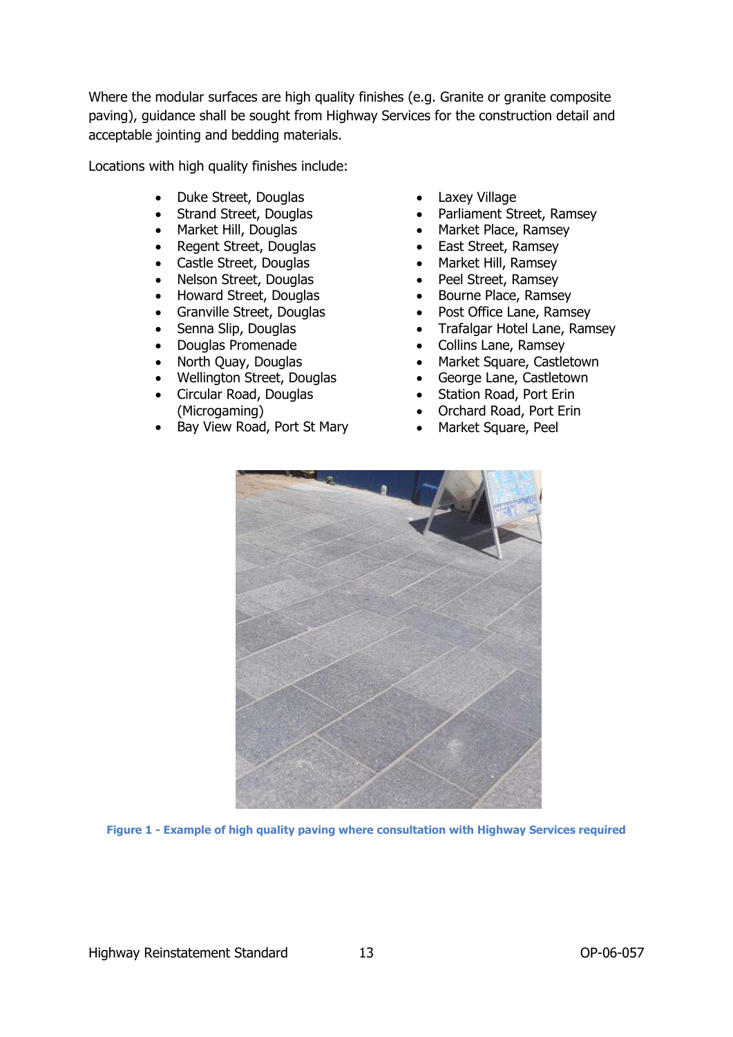Where the modular surfaces are high quality finishes (e.g. Granite or granite composite paving), guidance shall be sought from Highway Services for the construction detail and acceptable jointing and bedding materials.

Locations with high quality finishes include:

- Duke Street, Douglas
- Strand Street, Douglas
- Market Hill, Douglas
- Regent Street, Douglas
- Castle Street, Douglas
- Nelson Street, Douglas
- Howard Street, Douglas
- Granville Street, Douglas
- Senna Slip, Douglas
- Douglas Promenade
- North Quay, Douglas
- Wellington Street, Douglas
- Circular Road, Douglas (Microgaming)
- Bay View Road, Port St Mary
- Laxey Village
- Parliament Street, Ramsey
- Market Place, Ramsey
- East Street, Ramsey
- Market Hill, Ramsey
- Peel Street, Ramsey
- Bourne Place, Ramsey
- Post Office Lane, Ramsey
- Trafalgar Hotel Lane, Ramsey
- Collins Lane, Ramsey
- Market Square, Castletown
- George Lane, Castletown
- Station Road, Port Erin
- Orchard Road, Port Erin
- Market Square, Peel

**Figure 1 - Example of high quality paving where consultation with Highway Services required**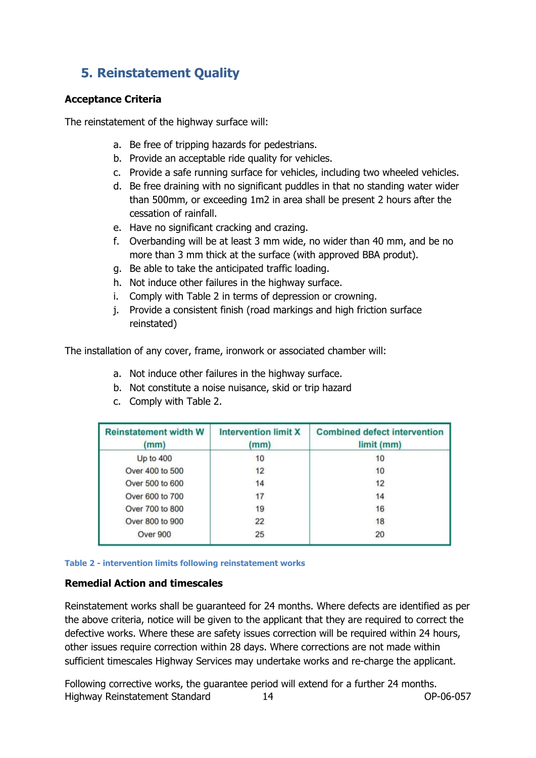## 5. Reinstatement Quality

**Acceptance Criteria**

The reinstatement of the highway surface will:

a. Be free of tripping hazards for pedestrians.
b. Provide an acceptable ride quality for vehicles.
c. Provide a safe running surface for vehicles, including two wheeled vehicles.
d. Be free draining with no significant puddles in that no standing water wider than 500mm, or exceeding 1m2 in area shall be present 2 hours after the cessation of rainfall.
e. Have no significant cracking and crazing.
f. Overbanding will be at least 3 mm wide, no wider than 40 mm, and be no more than 3 mm thick at the surface (with approved BBA produt).
g. Be able to take the anticipated traffic loading.
h. Not induce other failures in the highway surface.
i. Comply with Table 2 in terms of depression or crowning.
j. Provide a consistent finish (road markings and high friction surface reinstated)

The installation of any cover, frame, ironwork or associated chamber will:

a. Not induce other failures in the highway surface.
b. Not constitute a noise nuisance, skid or trip hazard
c. Comply with Table 2.

| Reinstatement width W (mm) | Intervention limit X (mm) | Combined defect intervention limit (mm) |
|---|---|---|
| Up to 400 | 10 | 10 |
| Over 400 to 500 | 12 | 10 |
| Over 500 to 600 | 14 | 12 |
| Over 600 to 700 | 17 | 14 |
| Over 700 to 800 | 19 | 16 |
| Over 800 to 900 | 22 | 18 |
| Over 900 | 25 | 20 |

Table 2 - intervention limits following reinstatement works

**Remedial Action and timescales**

Reinstatement works shall be guaranteed for 24 months. Where defects are identified as per the above criteria, notice will be given to the applicant that they are required to correct the defective works. Where these are safety issues correction will be required within 24 hours, other issues require correction within 28 days. Where corrections are not made within sufficient timescales Highway Services may undertake works and re-charge the applicant.

Following corrective works, the guarantee period will extend for a further 24 months.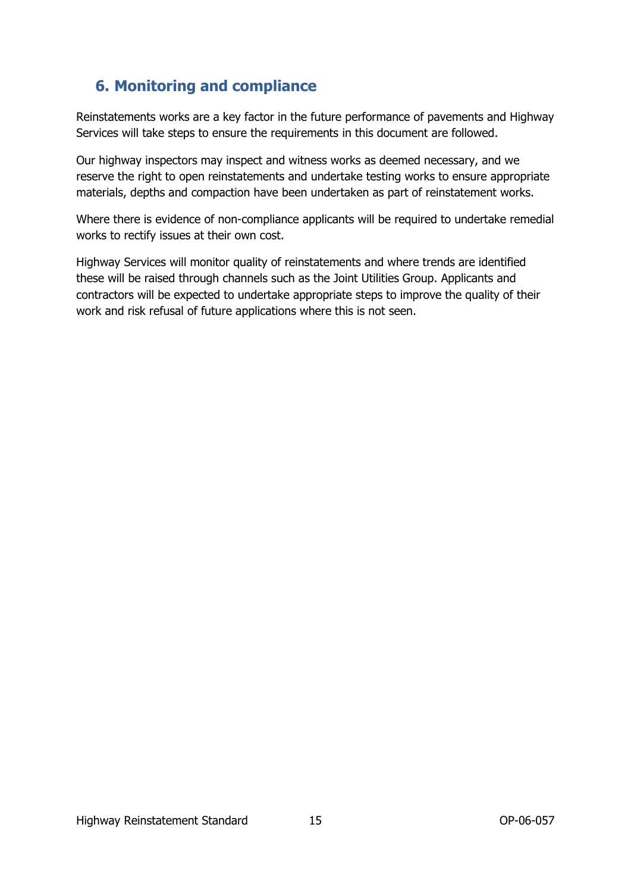## 6. Monitoring and compliance

Reinstatements works are a key factor in the future performance of pavements and Highway Services will take steps to ensure the requirements in this document are followed.

Our highway inspectors may inspect and witness works as deemed necessary, and we reserve the right to open reinstatements and undertake testing works to ensure appropriate materials, depths and compaction have been undertaken as part of reinstatement works.

Where there is evidence of non-compliance applicants will be required to undertake remedial works to rectify issues at their own cost.

Highway Services will monitor quality of reinstatements and where trends are identified these will be raised through channels such as the Joint Utilities Group. Applicants and contractors will be expected to undertake appropriate steps to improve the quality of their work and risk refusal of future applications where this is not seen.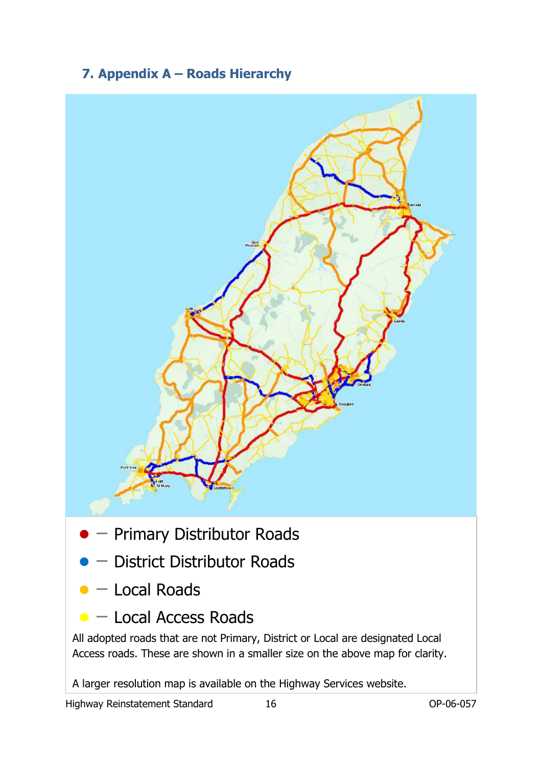# 7. Appendix A – Roads Hierarchy

Ramsey

Kirk Michael

Peel

Laxey

Onchan

Douglas

Port Erin

Port St Mary

Castletown

- – Primary Distributor Roads
- – District Distributor Roads
- – Local Roads
- – Local Access Roads

All adopted roads that are not Primary, District or Local are designated Local Access roads. These are shown in a smaller size on the above map for clarity.

A larger resolution map is available on the Highway Services website.